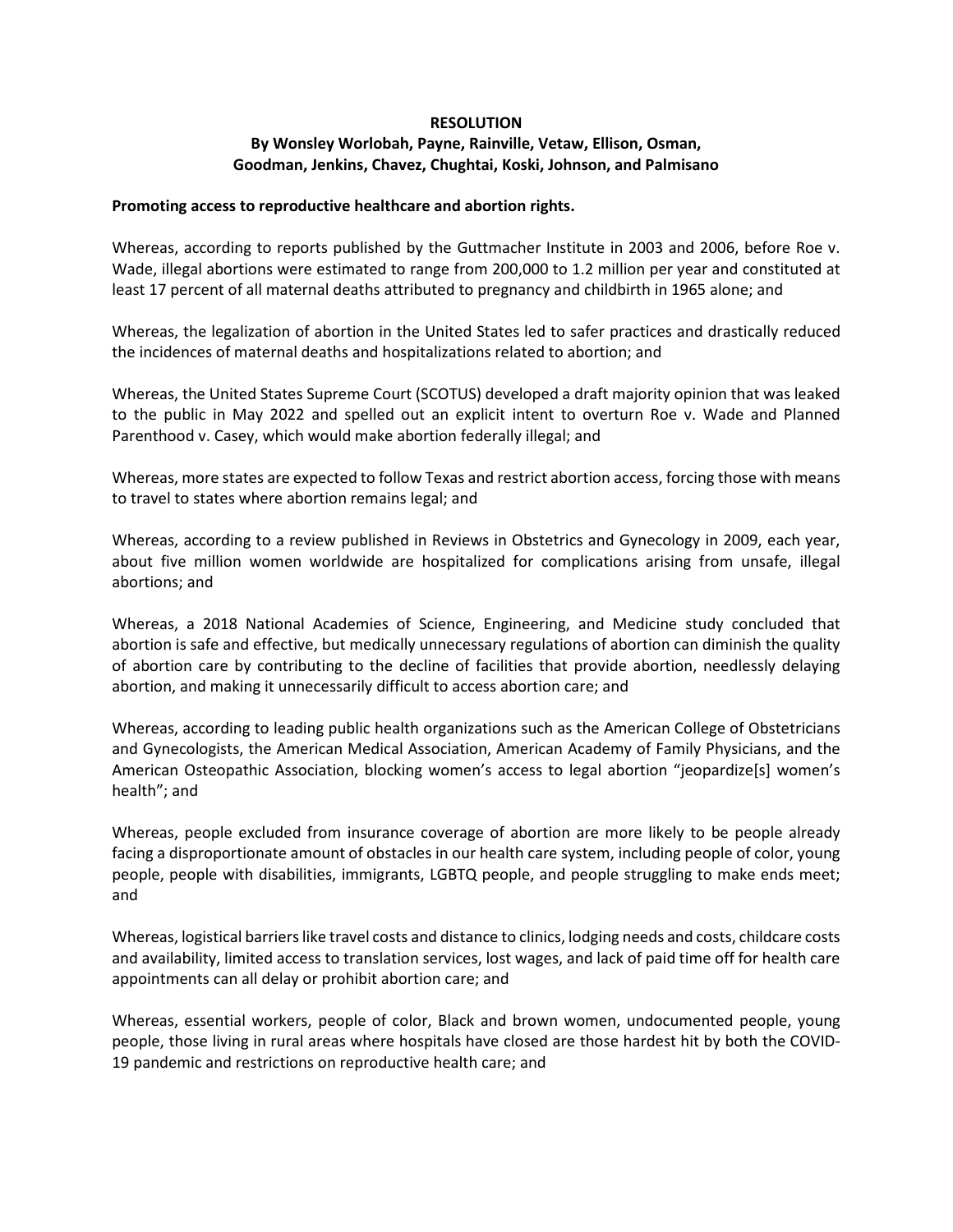**RESOLUTION**

**By Wonsley Worlobah, Payne, Rainville, Vetaw, Ellison, Osman, Goodman, Jenkins, Chavez, Chughtai, Koski, Johnson, and Palmisano**

**Promoting access to reproductive healthcare and abortion rights.**

Whereas, according to reports published by the Guttmacher Institute in 2003 and 2006, before Roe v. Wade, illegal abortions were estimated to range from 200,000 to 1.2 million per year and constituted at least 17 percent of all maternal deaths attributed to pregnancy and childbirth in 1965 alone; and

Whereas, the legalization of abortion in the United States led to safer practices and drastically reduced the incidences of maternal deaths and hospitalizations related to abortion; and

Whereas, the United States Supreme Court (SCOTUS) developed a draft majority opinion that was leaked to the public in May 2022 and spelled out an explicit intent to overturn Roe v. Wade and Planned Parenthood v. Casey, which would make abortion federally illegal; and

Whereas, more states are expected to follow Texas and restrict abortion access, forcing those with means to travel to states where abortion remains legal; and

Whereas, according to a review published in Reviews in Obstetrics and Gynecology in 2009, each year, about five million women worldwide are hospitalized for complications arising from unsafe, illegal abortions; and

Whereas, a 2018 National Academies of Science, Engineering, and Medicine study concluded that abortion is safe and effective, but medically unnecessary regulations of abortion can diminish the quality of abortion care by contributing to the decline of facilities that provide abortion, needlessly delaying abortion, and making it unnecessarily difficult to access abortion care; and

Whereas, according to leading public health organizations such as the American College of Obstetricians and Gynecologists, the American Medical Association, American Academy of Family Physicians, and the American Osteopathic Association, blocking women's access to legal abortion "jeopardize[s] women's health"; and

Whereas, people excluded from insurance coverage of abortion are more likely to be people already facing a disproportionate amount of obstacles in our health care system, including people of color, young people, people with disabilities, immigrants, LGBTQ people, and people struggling to make ends meet; and

Whereas, logistical barriers like travel costs and distance to clinics, lodging needs and costs, childcare costs and availability, limited access to translation services, lost wages, and lack of paid time off for health care appointments can all delay or prohibit abortion care; and

Whereas, essential workers, people of color, Black and brown women, undocumented people, young people, those living in rural areas where hospitals have closed are those hardest hit by both the COVID-19 pandemic and restrictions on reproductive health care; and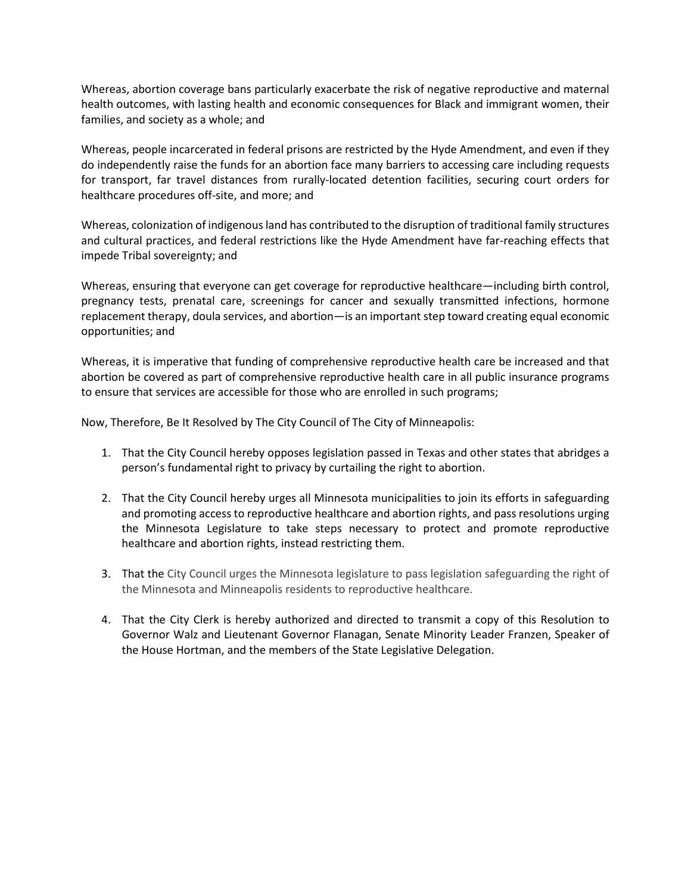Whereas, abortion coverage bans particularly exacerbate the risk of negative reproductive and maternal health outcomes, with lasting health and economic consequences for Black and immigrant women, their families, and society as a whole; and

Whereas, people incarcerated in federal prisons are restricted by the Hyde Amendment, and even if they do independently raise the funds for an abortion face many barriers to accessing care including requests for transport, far travel distances from rurally-located detention facilities, securing court orders for healthcare procedures off-site, and more; and

Whereas, colonization of indigenous land has contributed to the disruption of traditional family structures and cultural practices, and federal restrictions like the Hyde Amendment have far-reaching effects that impede Tribal sovereignty; and

Whereas, ensuring that everyone can get coverage for reproductive healthcare—including birth control, pregnancy tests, prenatal care, screenings for cancer and sexually transmitted infections, hormone replacement therapy, doula services, and abortion—is an important step toward creating equal economic opportunities; and

Whereas, it is imperative that funding of comprehensive reproductive health care be increased and that abortion be covered as part of comprehensive reproductive health care in all public insurance programs to ensure that services are accessible for those who are enrolled in such programs;

Now, Therefore, Be It Resolved by The City Council of The City of Minneapolis:

1. That the City Council hereby opposes legislation passed in Texas and other states that abridges a person's fundamental right to privacy by curtailing the right to abortion.

2. That the City Council hereby urges all Minnesota municipalities to join its efforts in safeguarding and promoting access to reproductive healthcare and abortion rights, and pass resolutions urging the Minnesota Legislature to take steps necessary to protect and promote reproductive healthcare and abortion rights, instead restricting them.

3. That the City Council urges the Minnesota legislature to pass legislation safeguarding the right of the Minnesota and Minneapolis residents to reproductive healthcare.

4. That the City Clerk is hereby authorized and directed to transmit a copy of this Resolution to Governor Walz and Lieutenant Governor Flanagan, Senate Minority Leader Franzen, Speaker of the House Hortman, and the members of the State Legislative Delegation.